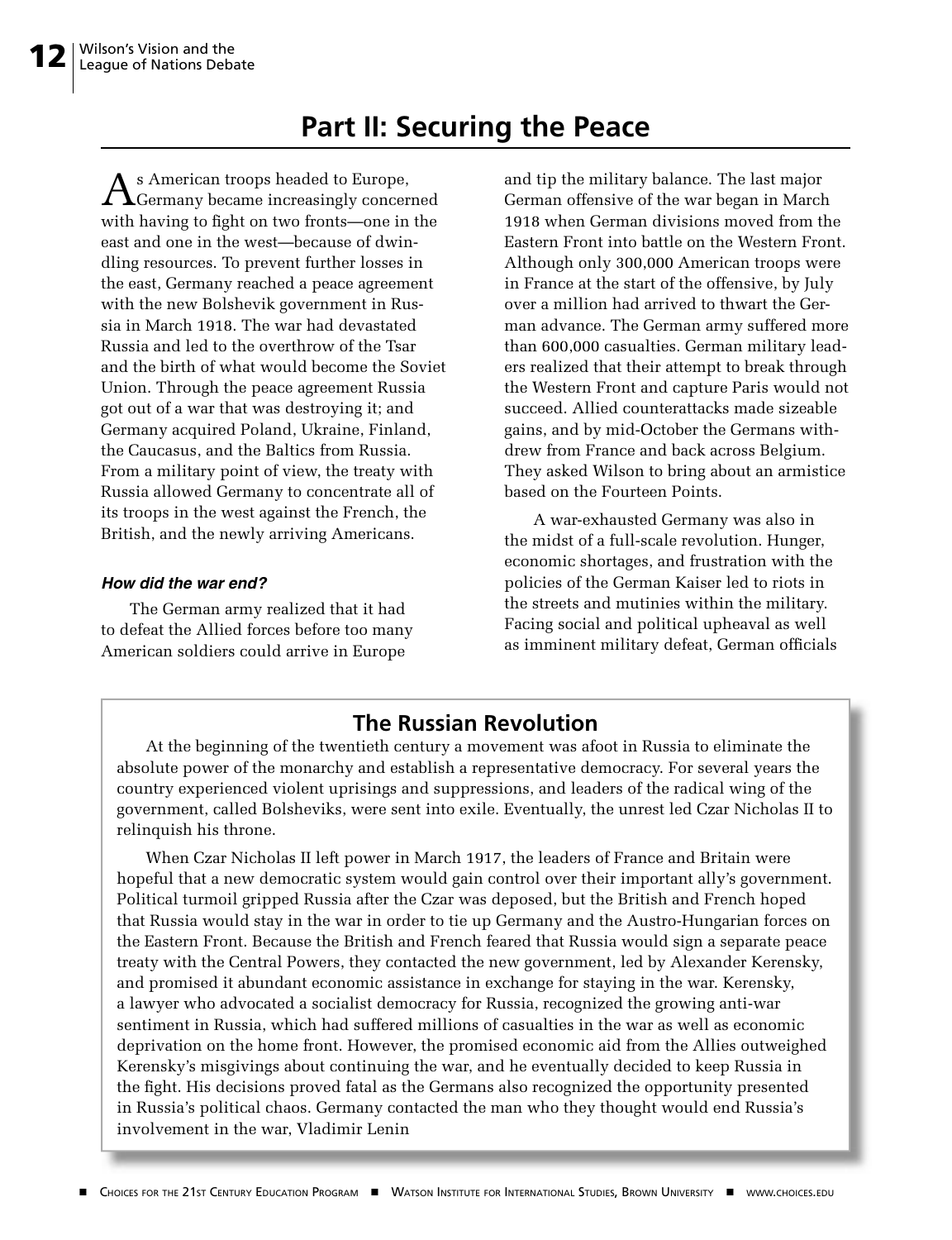# Part II: Securing the Peace

As American troops headed to Europe, Germany became increasingly concerned with having to fight on two fronts—one in the east and one in the west—because of dwindling resources. To prevent further losses in the east, Germany reached a peace agreement with the new Bolshevik government in Russia in March 1918. The war had devastated Russia and led to the overthrow of the Tsar and the birth of what would become the Soviet Union. Through the peace agreement Russia got out of a war that was destroying it; and Germany acquired Poland, Ukraine, Finland, the Caucasus, and the Baltics from Russia. From a military point of view, the treaty with Russia allowed Germany to concentrate all of its troops in the west against the French, the British, and the newly arriving Americans.

### *How did the war end?*

The German army realized that it had to defeat the Allied forces before too many American soldiers could arrive in Europe and tip the military balance. The last major German offensive of the war began in March 1918 when German divisions moved from the Eastern Front into battle on the Western Front. Although only 300,000 American troops were in France at the start of the offensive, by July over a million had arrived to thwart the German advance. The German army suffered more than 600,000 casualties. German military leaders realized that their attempt to break through the Western Front and capture Paris would not succeed. Allied counterattacks made sizeable gains, and by mid-October the Germans withdrew from France and back across Belgium. They asked Wilson to bring about an armistice based on the Fourteen Points.

A war-exhausted Germany was also in the midst of a full-scale revolution. Hunger, economic shortages, and frustration with the policies of the German Kaiser led to riots in the streets and mutinies within the military. Facing social and political upheaval as well as imminent military defeat, German officials

## The Russian Revolution

At the beginning of the twentieth century a movement was afoot in Russia to eliminate the absolute power of the monarchy and establish a representative democracy. For several years the country experienced violent uprisings and suppressions, and leaders of the radical wing of the government, called Bolsheviks, were sent into exile. Eventually, the unrest led Czar Nicholas II to relinquish his throne.

When Czar Nicholas II left power in March 1917, the leaders of France and Britain were hopeful that a new democratic system would gain control over their important ally's government. Political turmoil gripped Russia after the Czar was deposed, but the British and French hoped that Russia would stay in the war in order to tie up Germany and the Austro-Hungarian forces on the Eastern Front. Because the British and French feared that Russia would sign a separate peace treaty with the Central Powers, they contacted the new government, led by Alexander Kerensky, and promised it abundant economic assistance in exchange for staying in the war. Kerensky, a lawyer who advocated a socialist democracy for Russia, recognized the growing anti-war sentiment in Russia, which had suffered millions of casualties in the war as well as economic deprivation on the home front. However, the promised economic aid from the Allies outweighed Kerensky's misgivings about continuing the war, and he eventually decided to keep Russia in the fight. His decisions proved fatal as the Germans also recognized the opportunity presented in Russia's political chaos. Germany contacted the man who they thought would end Russia's involvement in the war, Vladimir Lenin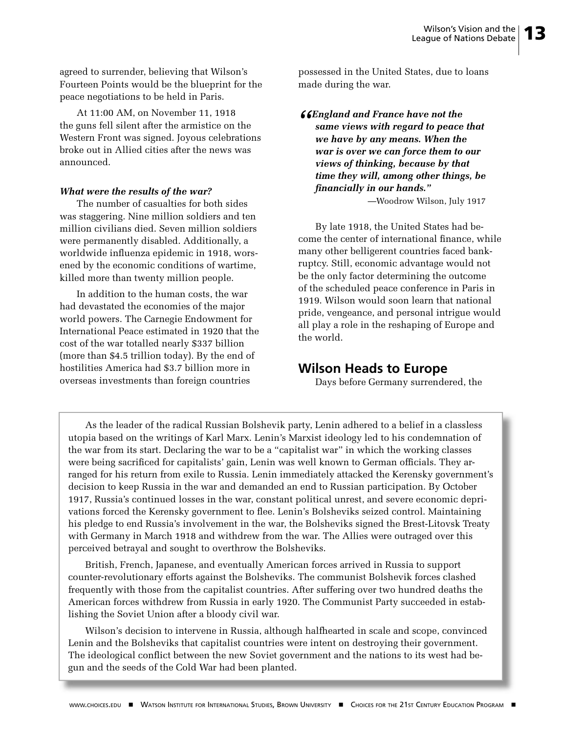agreed to surrender, believing that Wilson's Fourteen Points would be the blueprint for the peace negotiations to be held in Paris.

At 11:00 AM, on November 11, 1918 the guns fell silent after the armistice on the Western Front was signed. Joyous celebrations broke out in Allied cities after the news was announced.

***What were the results of the war?***

The number of casualties for both sides was staggering. Nine million soldiers and ten million civilians died. Seven million soldiers were permanently disabled. Additionally, a worldwide influenza epidemic in 1918, worsened by the economic conditions of wartime, killed more than twenty million people.

In addition to the human costs, the war had devastated the economies of the major world powers. The Carnegie Endowment for International Peace estimated in 1920 that the cost of the war totalled nearly $337 billion (more than $4.5 trillion today). By the end of hostilities America had $3.7 billion more in overseas investments than foreign countries possessed in the United States, due to loans made during the war.

> ***"England and France have not the same views with regard to peace that we have by any means. When the war is over we can force them to our views of thinking, because by that time they will, among other things, be financially in our hands."***
>
> —Woodrow Wilson, July 1917

By late 1918, the United States had become the center of international finance, while many other belligerent countries faced bankruptcy. Still, economic advantage would not be the only factor determining the outcome of the scheduled peace conference in Paris in 1919. Wilson would soon learn that national pride, vengeance, and personal intrigue would all play a role in the reshaping of Europe and the world.

## Wilson Heads to Europe

Days before Germany surrendered, the

---

As the leader of the radical Russian Bolshevik party, Lenin adhered to a belief in a classless utopia based on the writings of Karl Marx. Lenin's Marxist ideology led to his condemnation of the war from its start. Declaring the war to be a "capitalist war" in which the working classes were being sacrificed for capitalists' gain, Lenin was well known to German officials. They arranged for his return from exile to Russia. Lenin immediately attacked the Kerensky government's decision to keep Russia in the war and demanded an end to Russian participation. By October 1917, Russia's continued losses in the war, constant political unrest, and severe economic deprivations forced the Kerensky government to flee. Lenin's Bolsheviks seized control. Maintaining his pledge to end Russia's involvement in the war, the Bolsheviks signed the Brest-Litovsk Treaty with Germany in March 1918 and withdrew from the war. The Allies were outraged over this perceived betrayal and sought to overthrow the Bolsheviks.

British, French, Japanese, and eventually American forces arrived in Russia to support counter-revolutionary efforts against the Bolsheviks. The communist Bolshevik forces clashed frequently with those from the capitalist countries. After suffering over two hundred deaths the American forces withdrew from Russia in early 1920. The Communist Party succeeded in establishing the Soviet Union after a bloody civil war.

Wilson's decision to intervene in Russia, although halfhearted in scale and scope, convinced Lenin and the Bolsheviks that capitalist countries were intent on destroying their government. The ideological conflict between the new Soviet government and the nations to its west had begun and the seeds of the Cold War had been planted.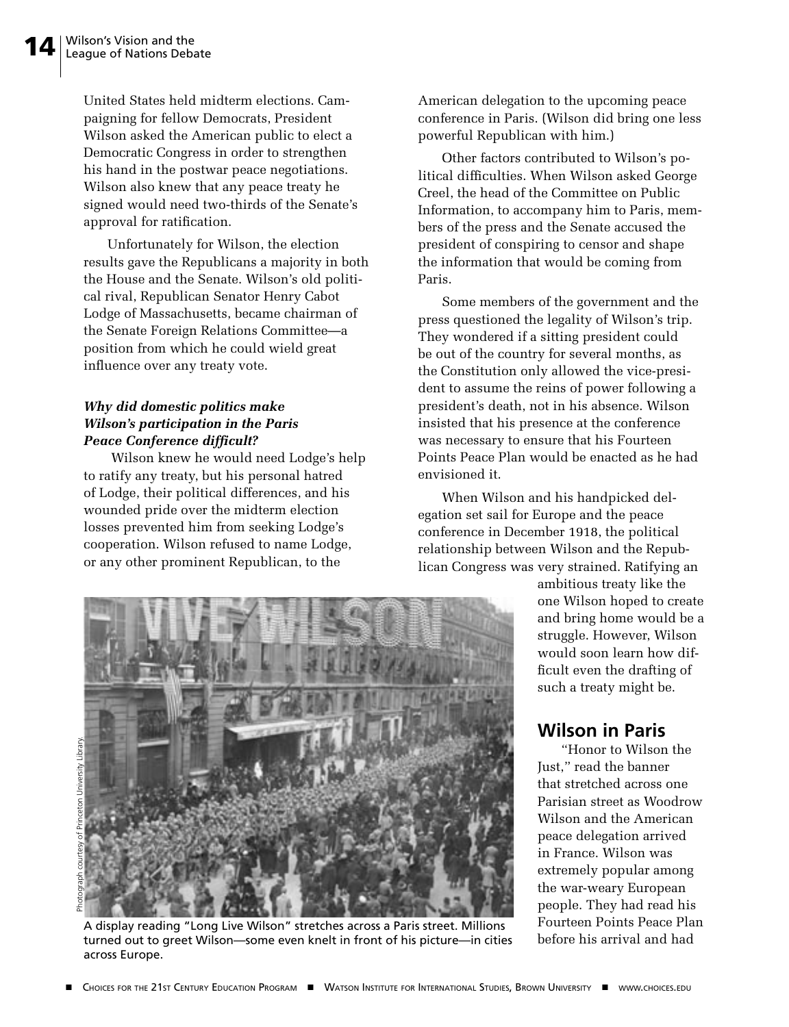United States held midterm elections. Campaigning for fellow Democrats, President Wilson asked the American public to elect a Democratic Congress in order to strengthen his hand in the postwar peace negotiations. Wilson also knew that any peace treaty he signed would need two-thirds of the Senate's approval for ratification.

Unfortunately for Wilson, the election results gave the Republicans a majority in both the House and the Senate. Wilson's old political rival, Republican Senator Henry Cabot Lodge of Massachusetts, became chairman of the Senate Foreign Relations Committee—a position from which he could wield great influence over any treaty vote.

***Why did domestic politics make Wilson's participation in the Paris Peace Conference difficult?***

Wilson knew he would need Lodge's help to ratify any treaty, but his personal hatred of Lodge, their political differences, and his wounded pride over the midterm election losses prevented him from seeking Lodge's cooperation. Wilson refused to name Lodge, or any other prominent Republican, to the American delegation to the upcoming peace conference in Paris. (Wilson did bring one less powerful Republican with him.)

Other factors contributed to Wilson's political difficulties. When Wilson asked George Creel, the head of the Committee on Public Information, to accompany him to Paris, members of the press and the Senate accused the president of conspiring to censor and shape the information that would be coming from Paris.

Some members of the government and the press questioned the legality of Wilson's trip. They wondered if a sitting president could be out of the country for several months, as the Constitution only allowed the vice-president to assume the reins of power following a president's death, not in his absence. Wilson insisted that his presence at the conference was necessary to ensure that his Fourteen Points Peace Plan would be enacted as he had envisioned it.

When Wilson and his handpicked delegation set sail for Europe and the peace conference in December 1918, the political relationship between Wilson and the Republican Congress was very strained. Ratifying an ambitious treaty like the one Wilson hoped to create and bring home would be a struggle. However, Wilson would soon learn how difficult even the drafting of such a treaty might be.

Photograph courtesy of Princeton University Library.

A display reading "Long Live Wilson" stretches across a Paris street. Millions turned out to greet Wilson—some even knelt in front of his picture—in cities across Europe.

## Wilson in Paris

"Honor to Wilson the Just," read the banner that stretched across one Parisian street as Woodrow Wilson and the American peace delegation arrived in France. Wilson was extremely popular among the war-weary European people. They had read his Fourteen Points Peace Plan before his arrival and had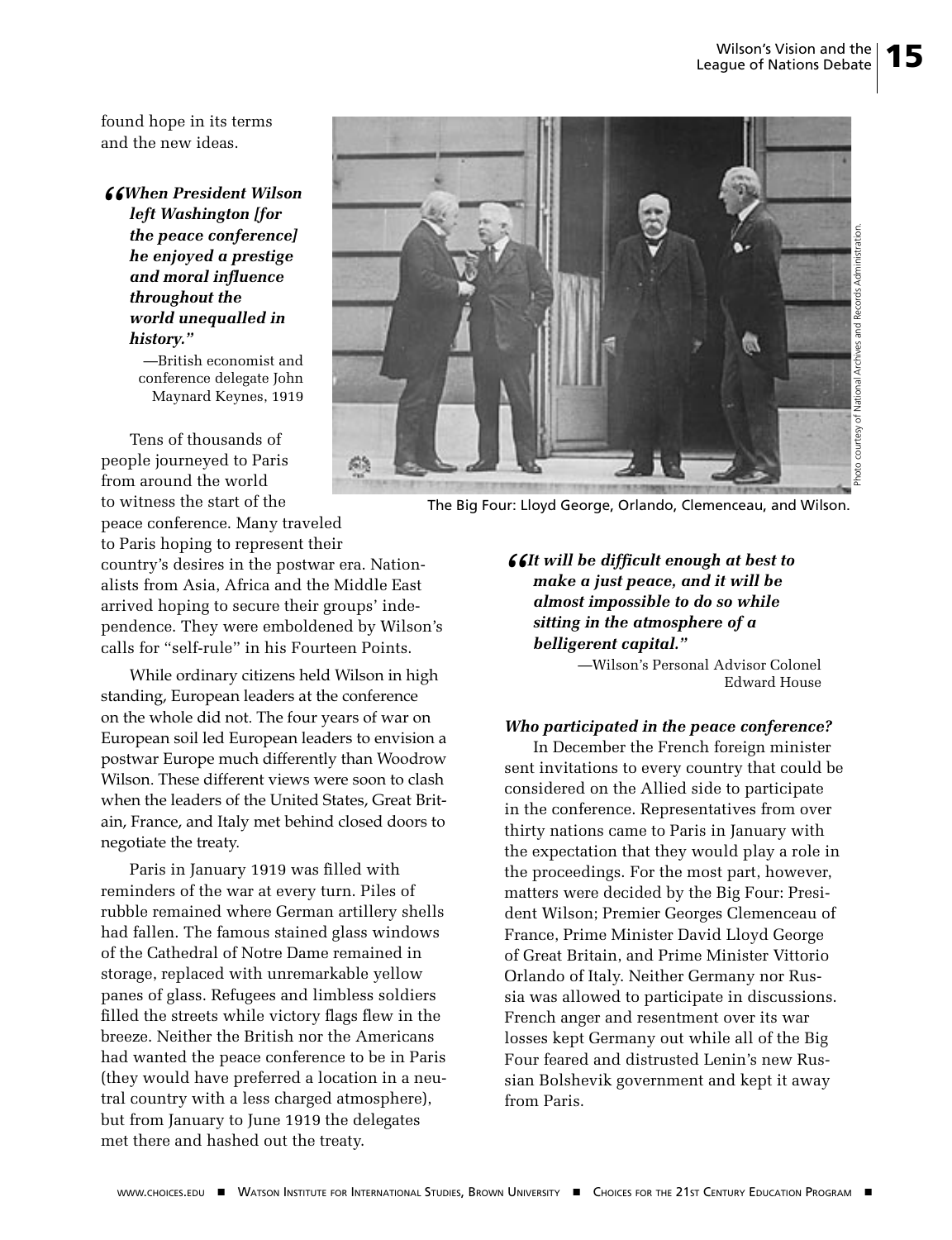found hope in its terms and the new ideas.

> *"When President Wilson left Washington [for the peace conference] he enjoyed a prestige and moral influence throughout the world unequalled in history."*
>
> —British economist and conference delegate John Maynard Keynes, 1919

Tens of thousands of people journeyed to Paris from around the world to witness the start of the peace conference. Many traveled to Paris hoping to represent their country's desires in the postwar era. Nationalists from Asia, Africa and the Middle East arrived hoping to secure their groups' independence. They were emboldened by Wilson's calls for "self-rule" in his Fourteen Points.

While ordinary citizens held Wilson in high standing, European leaders at the conference on the whole did not. The four years of war on European soil led European leaders to envision a postwar Europe much differently than Woodrow Wilson. These different views were soon to clash when the leaders of the United States, Great Britain, France, and Italy met behind closed doors to negotiate the treaty.

Paris in January 1919 was filled with reminders of the war at every turn. Piles of rubble remained where German artillery shells had fallen. The famous stained glass windows of the Cathedral of Notre Dame remained in storage, replaced with unremarkable yellow panes of glass. Refugees and limbless soldiers filled the streets while victory flags flew in the breeze. Neither the British nor the Americans had wanted the peace conference to be in Paris (they would have preferred a location in a neutral country with a less charged atmosphere), but from January to June 1919 the delegates met there and hashed out the treaty.

Photo courtesy of National Archives and Records Administration.

The Big Four: Lloyd George, Orlando, Clemenceau, and Wilson.

> *"It will be difficult enough at best to make a just peace, and it will be almost impossible to do so while sitting in the atmosphere of a belligerent capital."*
>
> —Wilson's Personal Advisor Colonel Edward House

#### *Who participated in the peace conference?*

In December the French foreign minister sent invitations to every country that could be considered on the Allied side to participate in the conference. Representatives from over thirty nations came to Paris in January with the expectation that they would play a role in the proceedings. For the most part, however, matters were decided by the Big Four: President Wilson; Premier Georges Clemenceau of France, Prime Minister David Lloyd George of Great Britain, and Prime Minister Vittorio Orlando of Italy. Neither Germany nor Russia was allowed to participate in discussions. French anger and resentment over its war losses kept Germany out while all of the Big Four feared and distrusted Lenin's new Russian Bolshevik government and kept it away from Paris.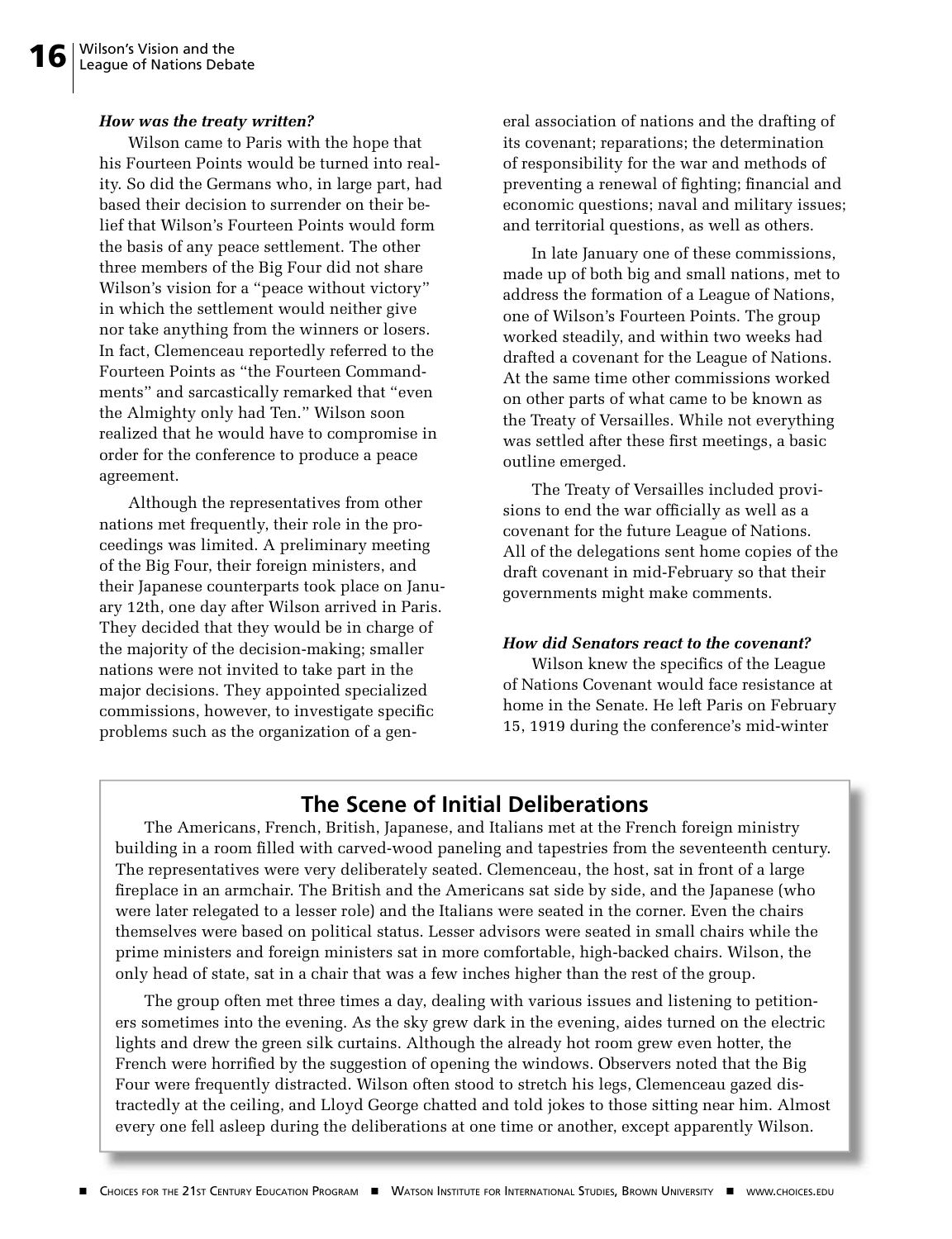### *How was the treaty written?*

Wilson came to Paris with the hope that his Fourteen Points would be turned into reality. So did the Germans who, in large part, had based their decision to surrender on their belief that Wilson's Fourteen Points would form the basis of any peace settlement. The other three members of the Big Four did not share Wilson's vision for a "peace without victory" in which the settlement would neither give nor take anything from the winners or losers. In fact, Clemenceau reportedly referred to the Fourteen Points as "the Fourteen Commandments" and sarcastically remarked that "even the Almighty only had Ten." Wilson soon realized that he would have to compromise in order for the conference to produce a peace agreement.

Although the representatives from other nations met frequently, their role in the proceedings was limited. A preliminary meeting of the Big Four, their foreign ministers, and their Japanese counterparts took place on January 12th, one day after Wilson arrived in Paris. They decided that they would be in charge of the majority of the decision-making; smaller nations were not invited to take part in the major decisions. They appointed specialized commissions, however, to investigate specific problems such as the organization of a general association of nations and the drafting of its covenant; reparations; the determination of responsibility for the war and methods of preventing a renewal of fighting; financial and economic questions; naval and military issues; and territorial questions, as well as others.

In late January one of these commissions, made up of both big and small nations, met to address the formation of a League of Nations, one of Wilson's Fourteen Points. The group worked steadily, and within two weeks had drafted a covenant for the League of Nations. At the same time other commissions worked on other parts of what came to be known as the Treaty of Versailles. While not everything was settled after these first meetings, a basic outline emerged.

The Treaty of Versailles included provisions to end the war officially as well as a covenant for the future League of Nations. All of the delegations sent home copies of the draft covenant in mid-February so that their governments might make comments.

### *How did Senators react to the covenant?*

Wilson knew the specifics of the League of Nations Covenant would face resistance at home in the Senate. He left Paris on February 15, 1919 during the conference's mid-winter

## The Scene of Initial Deliberations

The Americans, French, British, Japanese, and Italians met at the French foreign ministry building in a room filled with carved-wood paneling and tapestries from the seventeenth century. The representatives were very deliberately seated. Clemenceau, the host, sat in front of a large fireplace in an armchair. The British and the Americans sat side by side, and the Japanese (who were later relegated to a lesser role) and the Italians were seated in the corner. Even the chairs themselves were based on political status. Lesser advisors were seated in small chairs while the prime ministers and foreign ministers sat in more comfortable, high-backed chairs. Wilson, the only head of state, sat in a chair that was a few inches higher than the rest of the group.

The group often met three times a day, dealing with various issues and listening to petitioners sometimes into the evening. As the sky grew dark in the evening, aides turned on the electric lights and drew the green silk curtains. Although the already hot room grew even hotter, the French were horrified by the suggestion of opening the windows. Observers noted that the Big Four were frequently distracted. Wilson often stood to stretch his legs, Clemenceau gazed distractedly at the ceiling, and Lloyd George chatted and told jokes to those sitting near him. Almost every one fell asleep during the deliberations at one time or another, except apparently Wilson.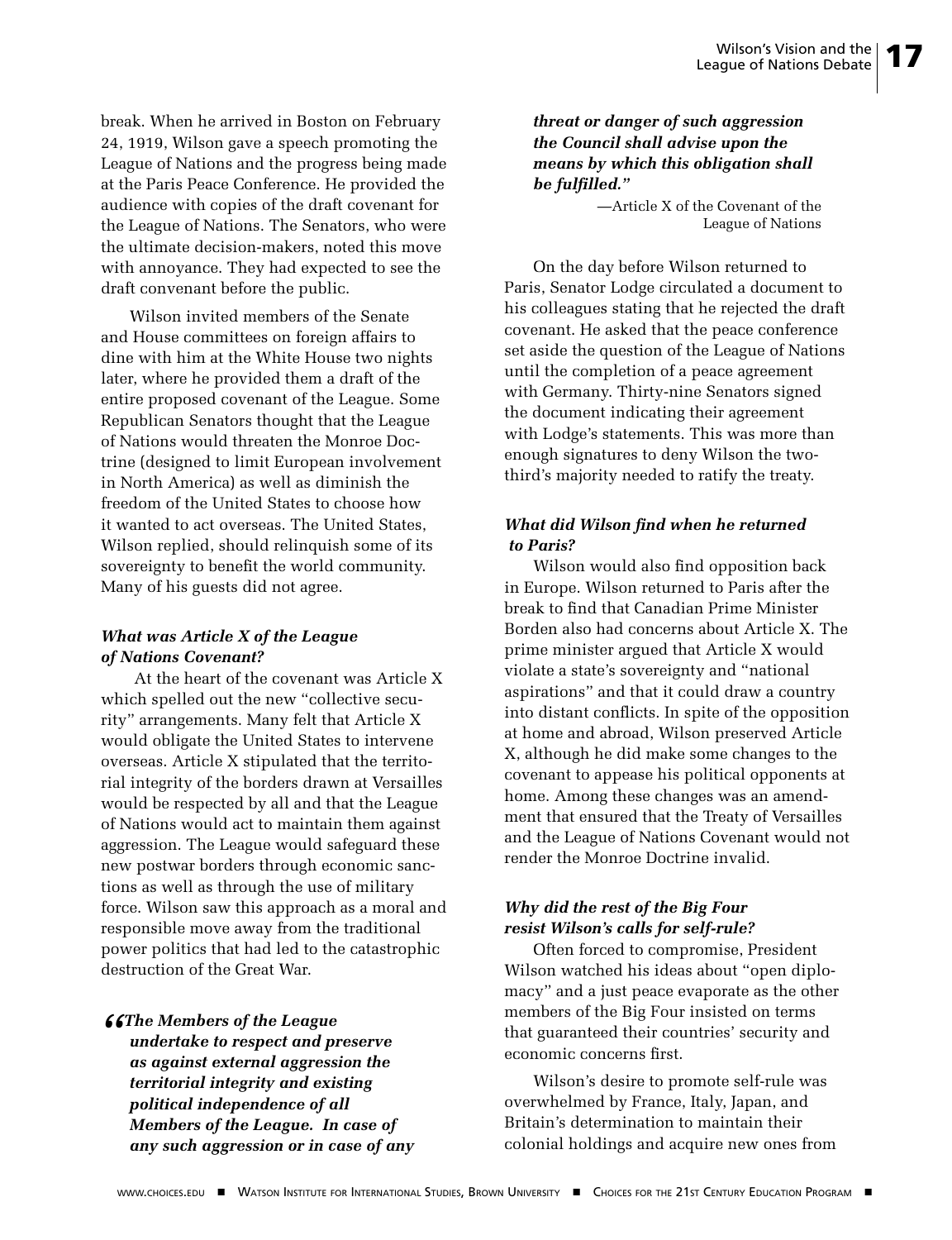break. When he arrived in Boston on February 24, 1919, Wilson gave a speech promoting the League of Nations and the progress being made at the Paris Peace Conference. He provided the audience with copies of the draft covenant for the League of Nations. The Senators, who were the ultimate decision-makers, noted this move with annoyance. They had expected to see the draft convenant before the public.

Wilson invited members of the Senate and House committees on foreign affairs to dine with him at the White House two nights later, where he provided them a draft of the entire proposed covenant of the League. Some Republican Senators thought that the League of Nations would threaten the Monroe Doctrine (designed to limit European involvement in North America) as well as diminish the freedom of the United States to choose how it wanted to act overseas. The United States, Wilson replied, should relinquish some of its sovereignty to benefit the world community. Many of his guests did not agree.

### *What was Article X of the League of Nations Covenant?*

At the heart of the covenant was Article X which spelled out the new "collective security" arrangements. Many felt that Article X would obligate the United States to intervene overseas. Article X stipulated that the territorial integrity of the borders drawn at Versailles would be respected by all and that the League of Nations would act to maintain them against aggression. The League would safeguard these new postwar borders through economic sanctions as well as through the use of military force. Wilson saw this approach as a moral and responsible move away from the traditional power politics that had led to the catastrophic destruction of the Great War.

> ***"The Members of the League undertake to respect and preserve as against external aggression the territorial integrity and existing political independence of all Members of the League. In case of any such aggression or in case of any threat or danger of such aggression the Council shall advise upon the means by which this obligation shall be fulfilled."***
>
> —Article X of the Covenant of the League of Nations

On the day before Wilson returned to Paris, Senator Lodge circulated a document to his colleagues stating that he rejected the draft covenant. He asked that the peace conference set aside the question of the League of Nations until the completion of a peace agreement with Germany. Thirty-nine Senators signed the document indicating their agreement with Lodge's statements. This was more than enough signatures to deny Wilson the two-third's majority needed to ratify the treaty.

### *What did Wilson find when he returned to Paris?*

Wilson would also find opposition back in Europe. Wilson returned to Paris after the break to find that Canadian Prime Minister Borden also had concerns about Article X. The prime minister argued that Article X would violate a state's sovereignty and "national aspirations" and that it could draw a country into distant conflicts. In spite of the opposition at home and abroad, Wilson preserved Article X, although he did make some changes to the covenant to appease his political opponents at home. Among these changes was an amendment that ensured that the Treaty of Versailles and the League of Nations Covenant would not render the Monroe Doctrine invalid.

### *Why did the rest of the Big Four resist Wilson's calls for self-rule?*

Often forced to compromise, President Wilson watched his ideas about "open diplomacy" and a just peace evaporate as the other members of the Big Four insisted on terms that guaranteed their countries' security and economic concerns first.

Wilson's desire to promote self-rule was overwhelmed by France, Italy, Japan, and Britain's determination to maintain their colonial holdings and acquire new ones from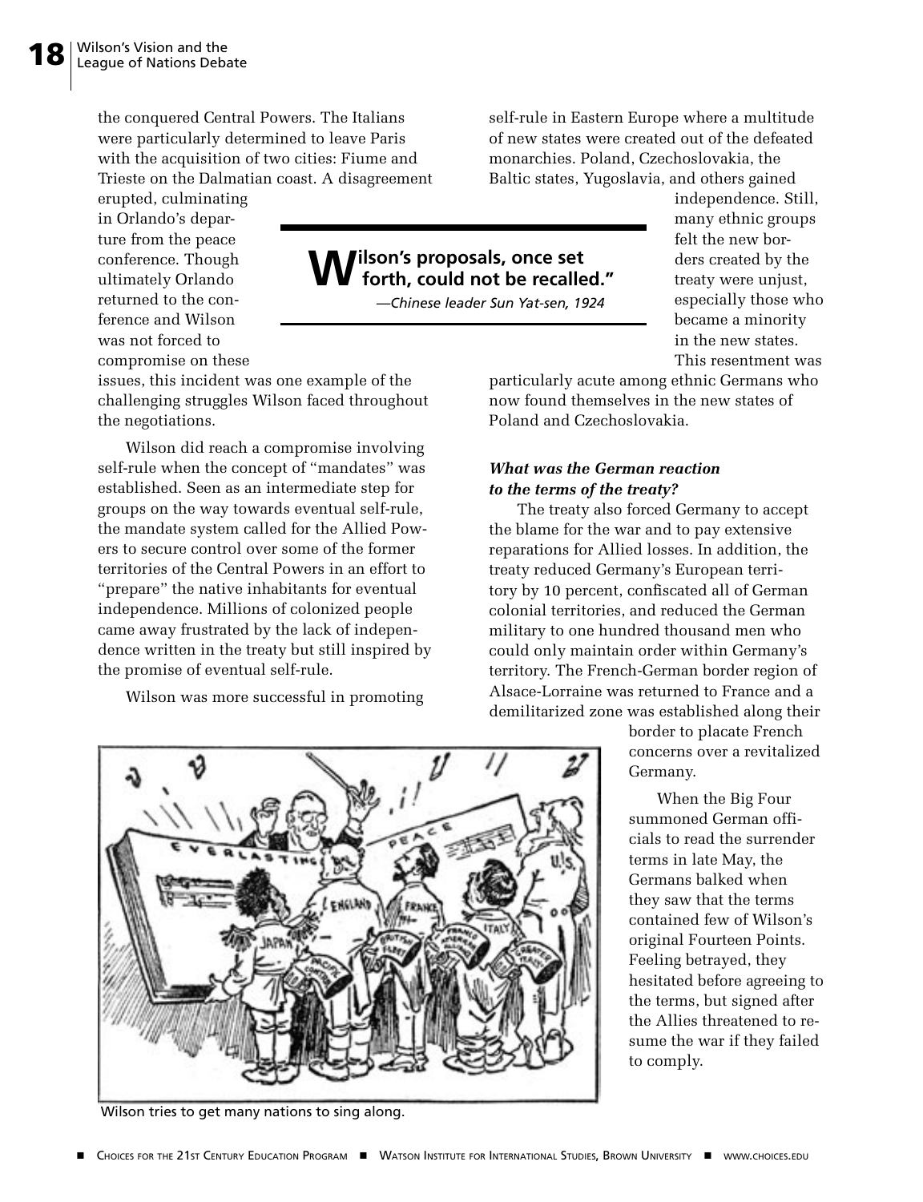the conquered Central Powers. The Italians were particularly determined to leave Paris with the acquisition of two cities: Fiume and Trieste on the Dalmatian coast. A disagreement erupted, culminating in Orlando's departure from the peace conference. Though ultimately Orlando returned to the conference and Wilson was not forced to compromise on these issues, this incident was one example of the challenging struggles Wilson faced throughout the negotiations.

> **"Wilson's proposals, once set forth, could not be recalled."**
>
> *—Chinese leader Sun Yat-sen, 1924*

Wilson did reach a compromise involving self-rule when the concept of "mandates" was established. Seen as an intermediate step for groups on the way towards eventual self-rule, the mandate system called for the Allied Powers to secure control over some of the former territories of the Central Powers in an effort to "prepare" the native inhabitants for eventual independence. Millions of colonized people came away frustrated by the lack of independence written in the treaty but still inspired by the promise of eventual self-rule.

Wilson was more successful in promoting self-rule in Eastern Europe where a multitude of new states were created out of the defeated monarchies. Poland, Czechoslovakia, the Baltic states, Yugoslavia, and others gained independence. Still, many ethnic groups felt the new borders created by the treaty were unjust, especially those who became a minority in the new states. This resentment was particularly acute among ethnic Germans who now found themselves in the new states of Poland and Czechoslovakia.

### *What was the German reaction to the terms of the treaty?*

The treaty also forced Germany to accept the blame for the war and to pay extensive reparations for Allied losses. In addition, the treaty reduced Germany's European territory by 10 percent, confiscated all of German colonial territories, and reduced the German military to one hundred thousand men who could only maintain order within Germany's territory. The French-German border region of Alsace-Lorraine was returned to France and a demilitarized zone was established along their border to placate French concerns over a revitalized Germany.

When the Big Four summoned German officials to read the surrender terms in late May, the Germans balked when they saw that the terms contained few of Wilson's original Fourteen Points. Feeling betrayed, they hesitated before agreeing to the terms, but signed after the Allies threatened to resume the war if they failed to comply.

Wilson tries to get many nations to sing along.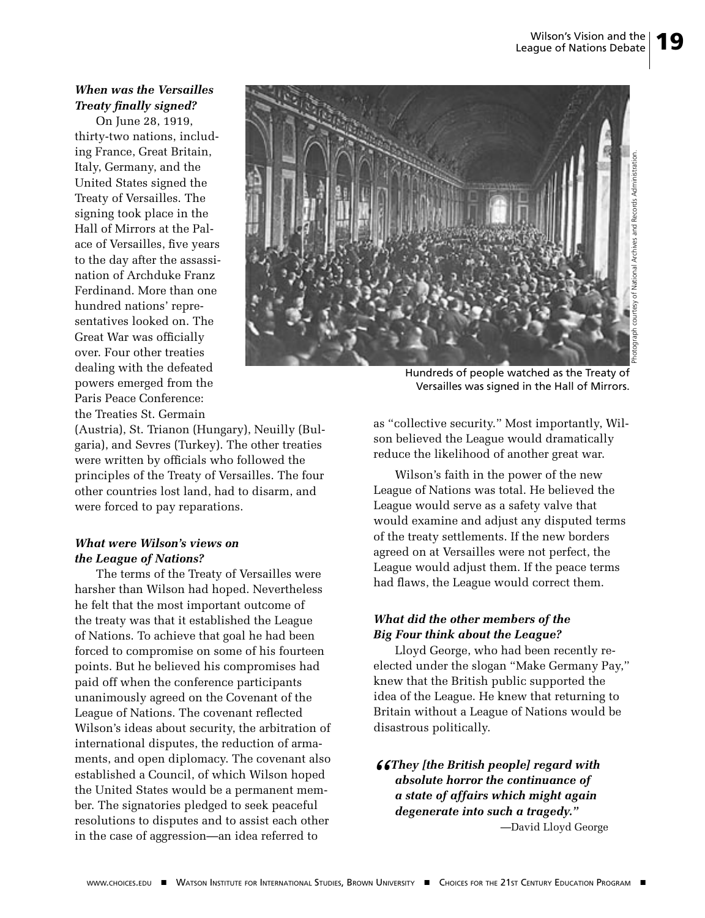### *When was the Versailles Treaty finally signed?*

On June 28, 1919, thirty-two nations, including France, Great Britain, Italy, Germany, and the United States signed the Treaty of Versailles. The signing took place in the Hall of Mirrors at the Palace of Versailles, five years to the day after the assassination of Archduke Franz Ferdinand. More than one hundred nations' representatives looked on. The Great War was officially over. Four other treaties dealing with the defeated powers emerged from the Paris Peace Conference: the Treaties St. Germain (Austria), St. Trianon (Hungary), Neuilly (Bulgaria), and Sevres (Turkey). The other treaties were written by officials who followed the principles of the Treaty of Versailles. The four other countries lost land, had to disarm, and were forced to pay reparations.

Hundreds of people watched as the Treaty of Versailles was signed in the Hall of Mirrors.

Photograph courtesy of National Archives and Records Administration.

### *What were Wilson's views on the League of Nations?*

The terms of the Treaty of Versailles were harsher than Wilson had hoped. Nevertheless he felt that the most important outcome of the treaty was that it established the League of Nations. To achieve that goal he had been forced to compromise on some of his fourteen points. But he believed his compromises had paid off when the conference participants unanimously agreed on the Covenant of the League of Nations. The covenant reflected Wilson's ideas about security, the arbitration of international disputes, the reduction of armaments, and open diplomacy. The covenant also established a Council, of which Wilson hoped the United States would be a permanent member. The signatories pledged to seek peaceful resolutions to disputes and to assist each other in the case of aggression—an idea referred to as "collective security." Most importantly, Wilson believed the League would dramatically reduce the likelihood of another great war.

Wilson's faith in the power of the new League of Nations was total. He believed the League would serve as a safety valve that would examine and adjust any disputed terms of the treaty settlements. If the new borders agreed on at Versailles were not perfect, the League would adjust them. If the peace terms had flaws, the League would correct them.

### *What did the other members of the Big Four think about the League?*

Lloyd George, who had been recently re-elected under the slogan "Make Germany Pay," knew that the British public supported the idea of the League. He knew that returning to Britain without a League of Nations would be disastrous politically.

> ***"They [the British people] regard with absolute horror the continuance of a state of affairs which might again degenerate into such a tragedy."***
>
> —David Lloyd George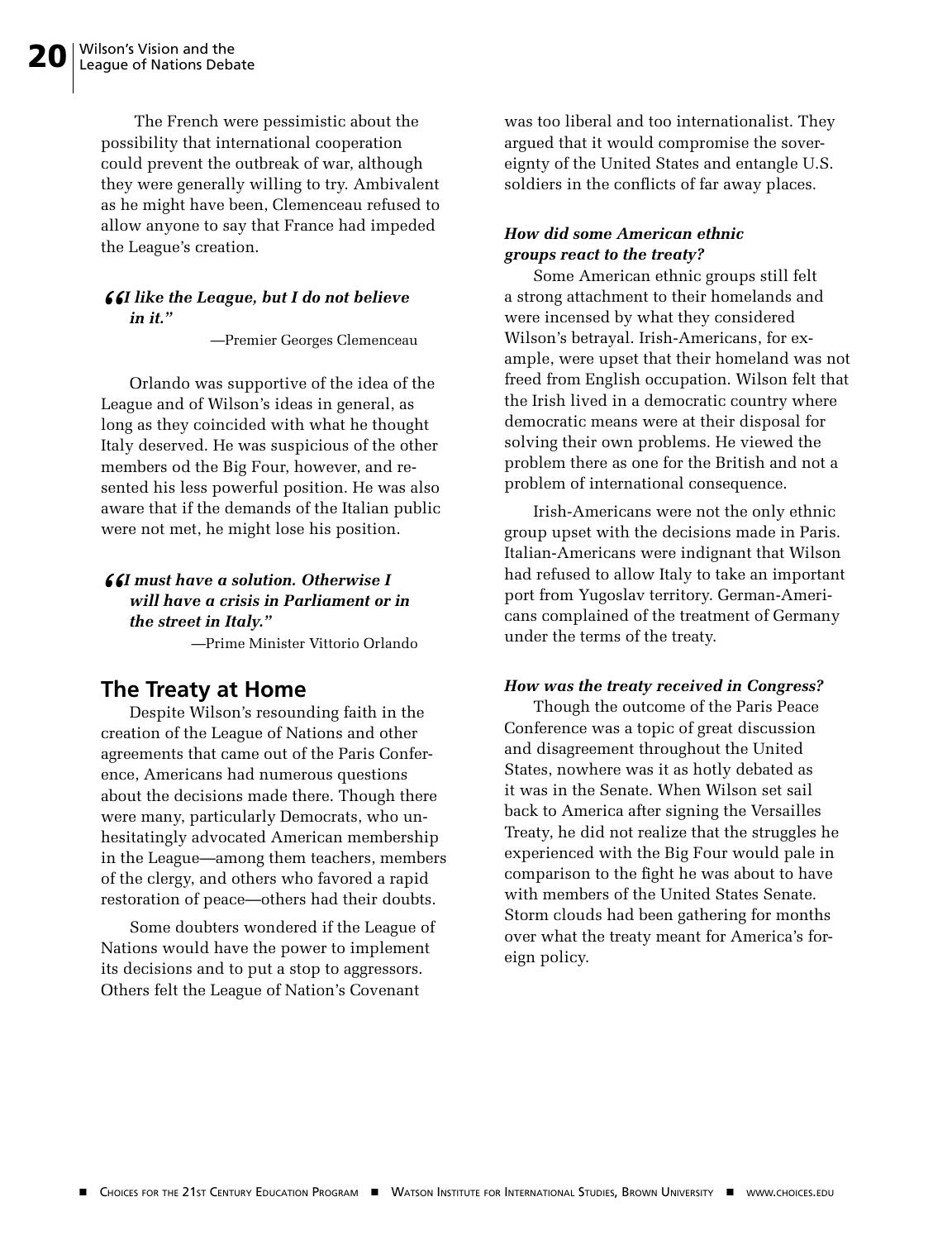The French were pessimistic about the possibility that international cooperation could prevent the outbreak of war, although they were generally willing to try. Ambivalent as he might have been, Clemenceau refused to allow anyone to say that France had impeded the League's creation.

> ***"I like the League, but I do not believe in it."***
>
> —Premier Georges Clemenceau

Orlando was supportive of the idea of the League and of Wilson's ideas in general, as long as they coincided with what he thought Italy deserved. He was suspicious of the other members od the Big Four, however, and resented his less powerful position. He was also aware that if the demands of the Italian public were not met, he might lose his position.

> ***"I must have a solution. Otherwise I will have a crisis in Parliament or in the street in Italy."***
>
> —Prime Minister Vittorio Orlando

## The Treaty at Home

Despite Wilson's resounding faith in the creation of the League of Nations and other agreements that came out of the Paris Conference, Americans had numerous questions about the decisions made there. Though there were many, particularly Democrats, who unhesitatingly advocated American membership in the League—among them teachers, members of the clergy, and others who favored a rapid restoration of peace—others had their doubts.

Some doubters wondered if the League of Nations would have the power to implement its decisions and to put a stop to aggressors. Others felt the League of Nation's Covenant was too liberal and too internationalist. They argued that it would compromise the sovereignty of the United States and entangle U.S. soldiers in the conflicts of far away places.

### *How did some American ethnic groups react to the treaty?*

Some American ethnic groups still felt a strong attachment to their homelands and were incensed by what they considered Wilson's betrayal. Irish-Americans, for example, were upset that their homeland was not freed from English occupation. Wilson felt that the Irish lived in a democratic country where democratic means were at their disposal for solving their own problems. He viewed the problem there as one for the British and not a problem of international consequence.

Irish-Americans were not the only ethnic group upset with the decisions made in Paris. Italian-Americans were indignant that Wilson had refused to allow Italy to take an important port from Yugoslav territory. German-Americans complained of the treatment of Germany under the terms of the treaty.

### *How was the treaty received in Congress?*

Though the outcome of the Paris Peace Conference was a topic of great discussion and disagreement throughout the United States, nowhere was it as hotly debated as it was in the Senate. When Wilson set sail back to America after signing the Versailles Treaty, he did not realize that the struggles he experienced with the Big Four would pale in comparison to the fight he was about to have with members of the United States Senate. Storm clouds had been gathering for months over what the treaty meant for America's foreign policy.